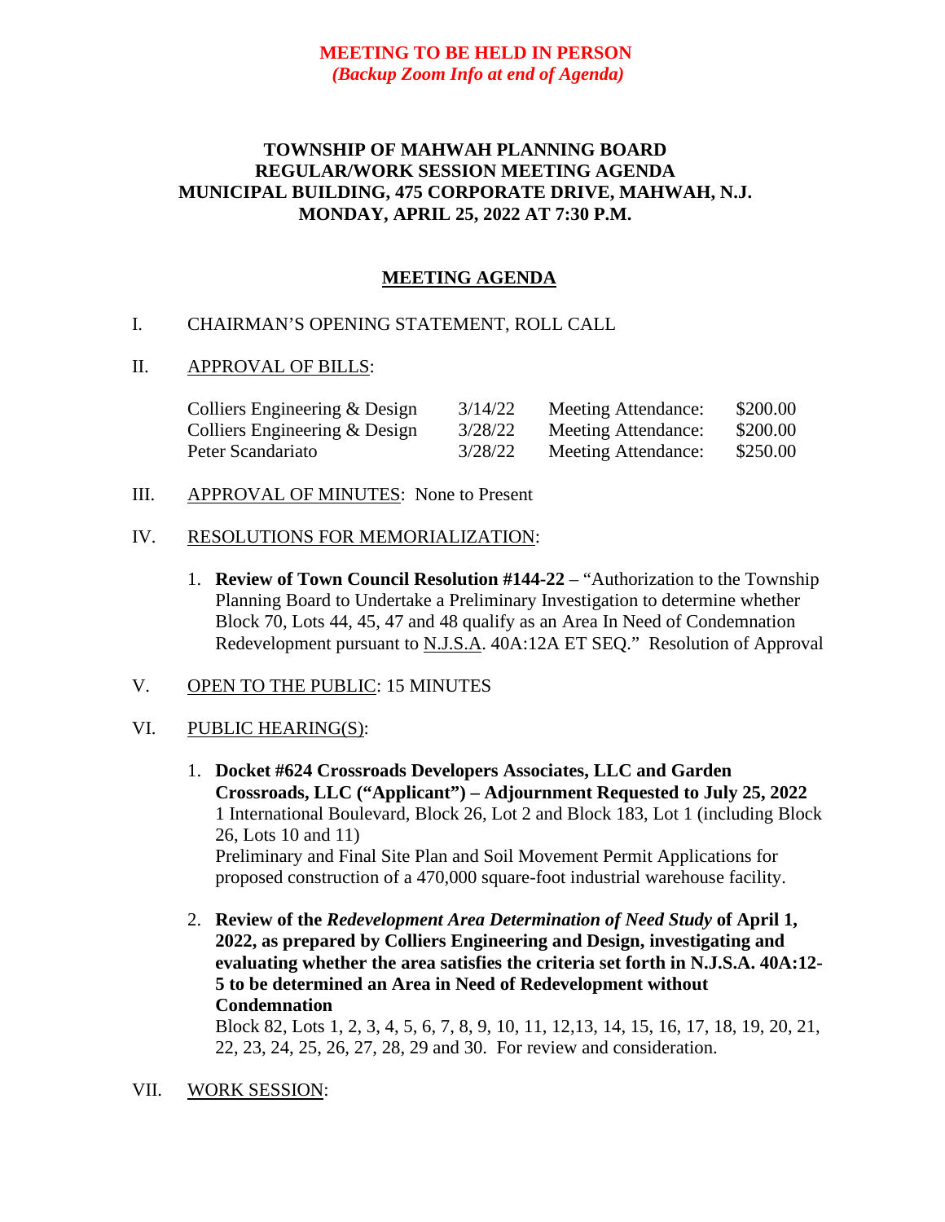**MEETING TO BE HELD IN PERSON**
***(Backup Zoom Info at end of Agenda)***

# TOWNSHIP OF MAHWAH PLANNING BOARD
# REGULAR/WORK SESSION MEETING AGENDA
# MUNICIPAL BUILDING, 475 CORPORATE DRIVE, MAHWAH, N.J.
# MONDAY, APRIL 25, 2022 AT 7:30 P.M.

## MEETING AGENDA

I. CHAIRMAN'S OPENING STATEMENT, ROLL CALL

II. APPROVAL OF BILLS:

| | | | |
|---|---|---|---|
| Colliers Engineering & Design | 3/14/22 | Meeting Attendance: | $200.00 |
| Colliers Engineering & Design | 3/28/22 | Meeting Attendance: | $200.00 |
| Peter Scandariato | 3/28/22 | Meeting Attendance: | $250.00 |

III. APPROVAL OF MINUTES: None to Present

IV. RESOLUTIONS FOR MEMORIALIZATION:

1. **Review of Town Council Resolution #144-22** – "Authorization to the Township Planning Board to Undertake a Preliminary Investigation to determine whether Block 70, Lots 44, 45, 47 and 48 qualify as an Area In Need of Condemnation Redevelopment pursuant to N.J.S.A. 40A:12A ET SEQ." Resolution of Approval

V. OPEN TO THE PUBLIC: 15 MINUTES

VI. PUBLIC HEARING(S):

1. **Docket #624 Crossroads Developers Associates, LLC and Garden Crossroads, LLC ("Applicant") – Adjournment Requested to July 25, 2022**
   1 International Boulevard, Block 26, Lot 2 and Block 183, Lot 1 (including Block 26, Lots 10 and 11)
   Preliminary and Final Site Plan and Soil Movement Permit Applications for proposed construction of a 470,000 square-foot industrial warehouse facility.

2. **Review of the *Redevelopment Area Determination of Need Study* of April 1, 2022, as prepared by Colliers Engineering and Design, investigating and evaluating whether the area satisfies the criteria set forth in N.J.S.A. 40A:12-5 to be determined an Area in Need of Redevelopment without Condemnation**
   Block 82, Lots 1, 2, 3, 4, 5, 6, 7, 8, 9, 10, 11, 12,13, 14, 15, 16, 17, 18, 19, 20, 21, 22, 23, 24, 25, 26, 27, 28, 29 and 30. For review and consideration.

VII. WORK SESSION: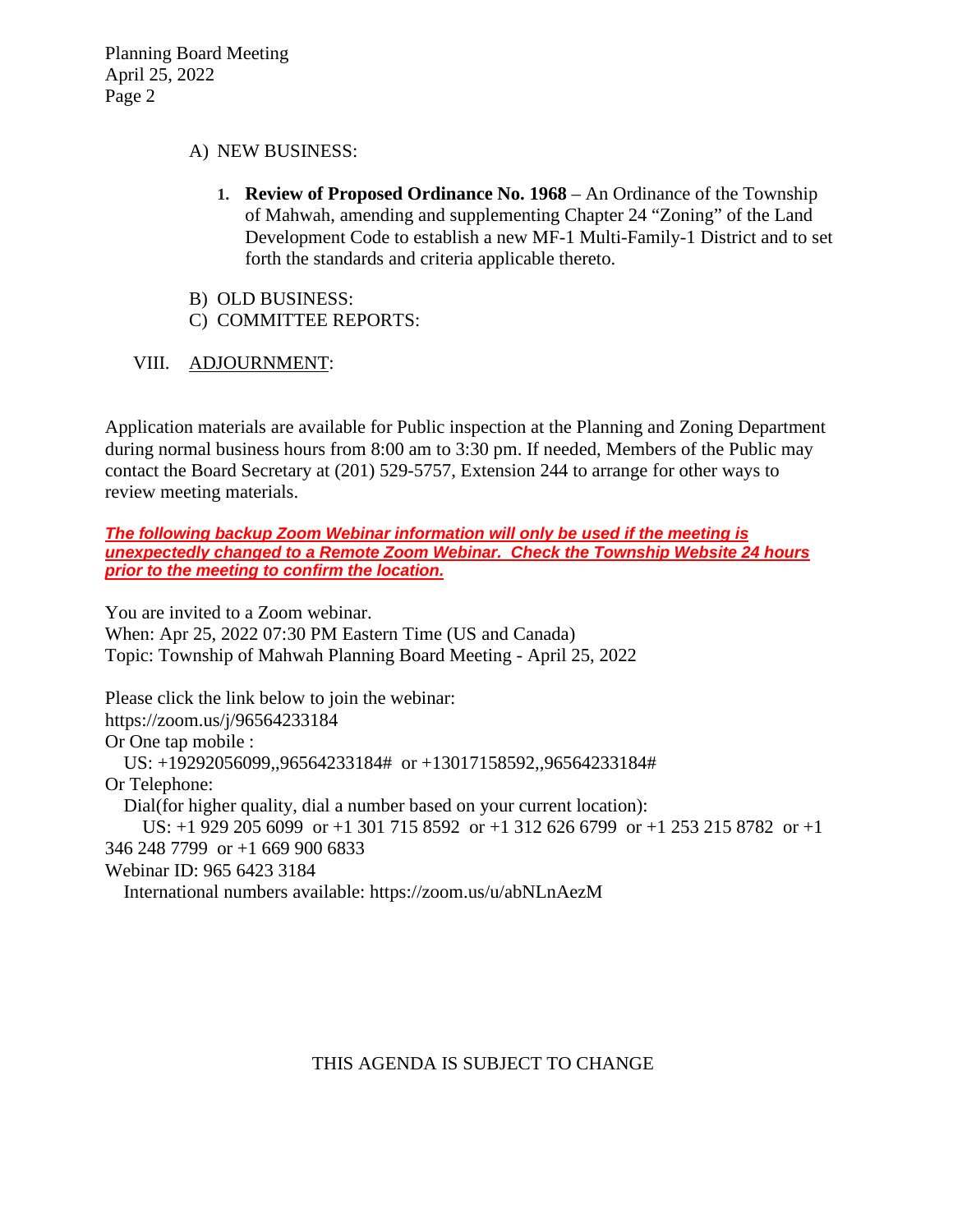A) NEW BUSINESS:

1. **Review of Proposed Ordinance No. 1968** – An Ordinance of the Township of Mahwah, amending and supplementing Chapter 24 “Zoning” of the Land Development Code to establish a new MF-1 Multi-Family-1 District and to set forth the standards and criteria applicable thereto.

B) OLD BUSINESS:

C) COMMITTEE REPORTS:

VIII. ADJOURNMENT:

Application materials are available for Public inspection at the Planning and Zoning Department during normal business hours from 8:00 am to 3:30 pm. If needed, Members of the Public may contact the Board Secretary at (201) 529-5757, Extension 244 to arrange for other ways to review meeting materials.

***The following backup Zoom Webinar information will only be used if the meeting is unexpectedly changed to a Remote Zoom Webinar. Check the Township Website 24 hours prior to the meeting to confirm the location.***

You are invited to a Zoom webinar.
When: Apr 25, 2022 07:30 PM Eastern Time (US and Canada)
Topic: Township of Mahwah Planning Board Meeting - April 25, 2022

Please click the link below to join the webinar:
https://zoom.us/j/96564233184
Or One tap mobile :
US: +19292056099,,96564233184# or +13017158592,,96564233184#
Or Telephone:
Dial(for higher quality, dial a number based on your current location):
US: +1 929 205 6099 or +1 301 715 8592 or +1 312 626 6799 or +1 253 215 8782 or +1 346 248 7799 or +1 669 900 6833
Webinar ID: 965 6423 3184
International numbers available: https://zoom.us/u/abNLnAezM

THIS AGENDA IS SUBJECT TO CHANGE